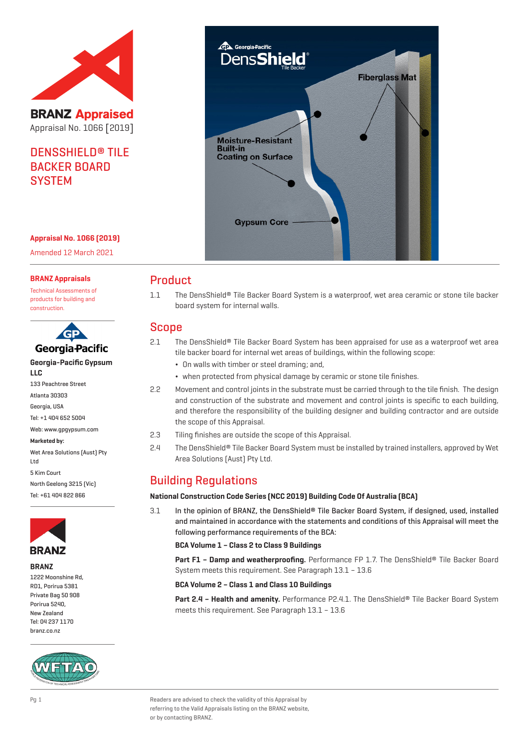**BRANZ Appraised**

Appraisal No. 1066 [2019]

# DENSSHIELD® TILE BACKER BOARD SYSTEM

**Appraisal No. 1066 (2019)**

Amended 12 March 2021

**BRANZ Appraisals**

Technical Assessments of products for building and construction.

**Georgia-Pacific Gypsum LLC**

133 Peachtree Street

Atlanta 30303

Georgia, USA

Tel: +1 404 652 5004

Web: www.gpgypsum.com

**Marketed by:**

Wet Area Solutions (Aust) Pty Ltd

5 Kim Court

North Geelong 3215 (Vic)

Tel: +61 404 822 866

**BRANZ**

1222 Moonshine Rd,
RD1, Porirua 5381
Private Bag 50 908
Porirua 5240,
New Zealand
Tel: 04 237 1170
branz.co.nz

## Product

1.1 The DensShield® Tile Backer Board System is a waterproof, wet area ceramic or stone tile backer board system for internal walls.

## Scope

2.1 The DensShield® Tile Backer Board System has been appraised for use as a waterproof wet area tile backer board for internal wet areas of buildings, within the following scope:

- On walls with timber or steel draming; and,
- when protected from physical damage by ceramic or stone tile finishes.

2.2 Movement and control joints in the substrate must be carried through to the tile finish. The design and construction of the substrate and movement and control joints is specific to each building, and therefore the responsibility of the building designer and building contractor and are outside the scope of this Appraisal.

2.3 Tiling finishes are outside the scope of this Appraisal.

2.4 The DensShield® Tile Backer Board System must be installed by trained installers, approved by Wet Area Solutions (Aust) Pty Ltd.

## Building Regulations

**National Construction Code Series (NCC 2019) Building Code Of Australia (BCA)**

3.1 **In the opinion of BRANZ, the DensShield® Tile Backer Board System, if designed, used, installed and maintained in accordance with the statements and conditions of this Appraisal will meet the following performance requirements of the BCA:**

**BCA Volume 1 – Class 2 to Class 9 Buildings**

**Part F1 – Damp and weatherproofing.** Performance FP 1.7. The DensShield® Tile Backer Board System meets this requirement. See Paragraph 13.1 – 13.6

**BCA Volume 2 – Class 1 and Class 10 Buildings**

**Part 2.4 – Health and amenity.** Performance P2.4.1. The DensShield® Tile Backer Board System meets this requirement. See Paragraph 13.1 – 13.6

Readers are advised to check the validity of this Appraisal by referring to the Valid Appraisals listing on the BRANZ website, or by contacting BRANZ.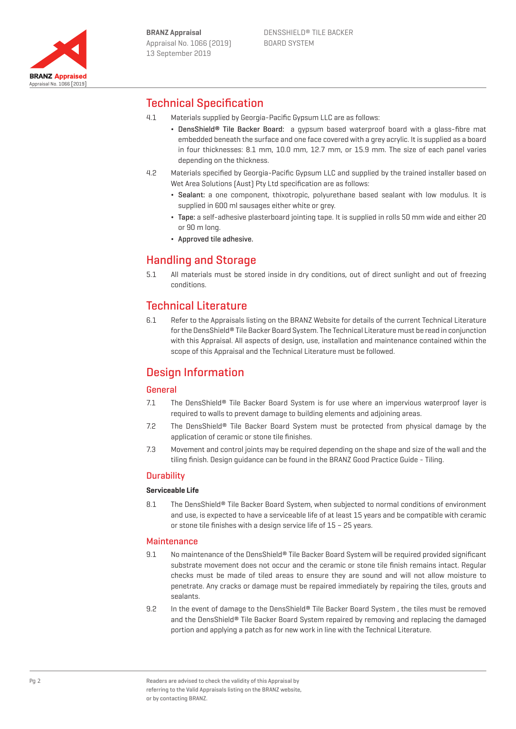## Technical Specification

4.1 Materials supplied by Georgia-Pacific Gypsum LLC are as follows:

- **DensShield® Tile Backer Board:** a gypsum based waterproof board with a glass-fibre mat embedded beneath the surface and one face covered with a grey acrylic. It is supplied as a board in four thicknesses: 8.1 mm, 10.0 mm, 12.7 mm, or 15.9 mm. The size of each panel varies depending on the thickness.

4.2 Materials specified by Georgia-Pacific Gypsum LLC and supplied by the trained installer based on Wet Area Solutions (Aust) Pty Ltd specification are as follows:

- **Sealant:** a one component, thixotropic, polyurethane based sealant with low modulus. It is supplied in 600 ml sausages either white or grey.
- **Tape:** a self-adhesive plasterboard jointing tape. It is supplied in rolls 50 mm wide and either 20 or 90 m long.
- **Approved tile adhesive.**

## Handling and Storage

5.1 All materials must be stored inside in dry conditions, out of direct sunlight and out of freezing conditions.

## Technical Literature

6.1 Refer to the Appraisals listing on the BRANZ Website for details of the current Technical Literature for the DensShield® Tile Backer Board System. The Technical Literature must be read in conjunction with this Appraisal. All aspects of design, use, installation and maintenance contained within the scope of this Appraisal and the Technical Literature must be followed.

## Design Information

### General

7.1 The DensShield® Tile Backer Board System is for use where an impervious waterproof layer is required to walls to prevent damage to building elements and adjoining areas.

7.2 The DensShield® Tile Backer Board System must be protected from physical damage by the application of ceramic or stone tile finishes.

7.3 Movement and control joints may be required depending on the shape and size of the wall and the tiling finish. Design guidance can be found in the BRANZ Good Practice Guide - Tiling.

### Durability

#### Serviceable Life

8.1 The DensShield® Tile Backer Board System, when subjected to normal conditions of environment and use, is expected to have a serviceable life of at least 15 years and be compatible with ceramic or stone tile finishes with a design service life of 15 – 25 years.

### Maintenance

9.1 No maintenance of the DensShield® Tile Backer Board System will be required provided significant substrate movement does not occur and the ceramic or stone tile finish remains intact. Regular checks must be made of tiled areas to ensure they are sound and will not allow moisture to penetrate. Any cracks or damage must be repaired immediately by repairing the tiles, grouts and sealants.

9.2 In the event of damage to the DensShield® Tile Backer Board System , the tiles must be removed and the DensShield® Tile Backer Board System repaired by removing and replacing the damaged portion and applying a patch as for new work in line with the Technical Literature.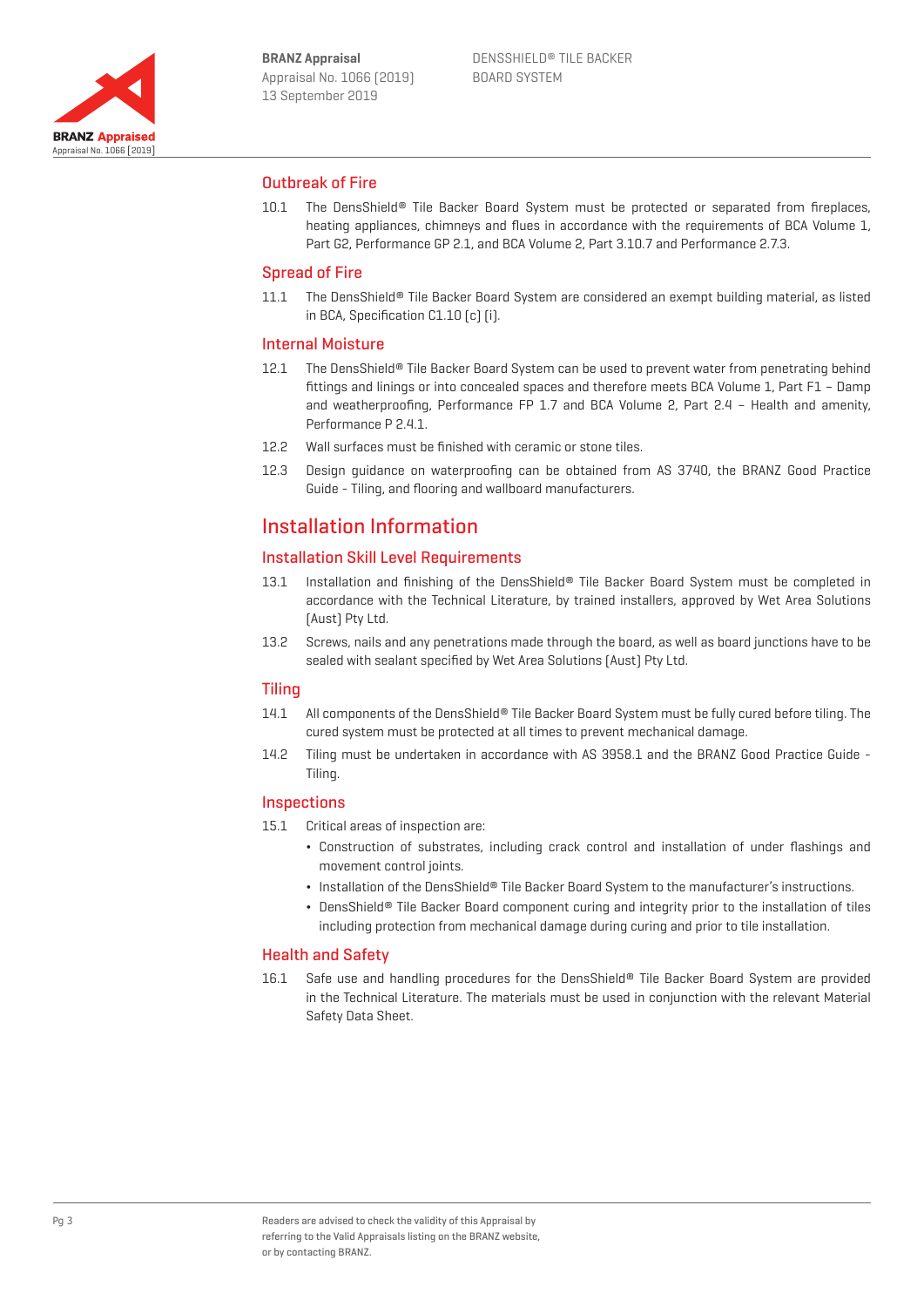## Outbreak of Fire

10.1 The DensShield® Tile Backer Board System must be protected or separated from fireplaces, heating appliances, chimneys and flues in accordance with the requirements of BCA Volume 1, Part G2, Performance GP 2.1, and BCA Volume 2, Part 3.10.7 and Performance 2.7.3.

## Spread of Fire

11.1 The DensShield® Tile Backer Board System are considered an exempt building material, as listed in BCA, Specification C1.10 (c) (i).

## Internal Moisture

12.1 The DensShield® Tile Backer Board System can be used to prevent water from penetrating behind fittings and linings or into concealed spaces and therefore meets BCA Volume 1, Part F1 – Damp and weatherproofing, Performance FP 1.7 and BCA Volume 2, Part 2.4 – Health and amenity, Performance P 2.4.1.

12.2 Wall surfaces must be finished with ceramic or stone tiles.

12.3 Design guidance on waterproofing can be obtained from AS 3740, the BRANZ Good Practice Guide - Tiling, and flooring and wallboard manufacturers.

# Installation Information

## Installation Skill Level Requirements

13.1 Installation and finishing of the DensShield® Tile Backer Board System must be completed in accordance with the Technical Literature, by trained installers, approved by Wet Area Solutions (Aust) Pty Ltd.

13.2 Screws, nails and any penetrations made through the board, as well as board junctions have to be sealed with sealant specified by Wet Area Solutions (Aust) Pty Ltd.

## Tiling

14.1 All components of the DensShield® Tile Backer Board System must be fully cured before tiling. The cured system must be protected at all times to prevent mechanical damage.

14.2 Tiling must be undertaken in accordance with AS 3958.1 and the BRANZ Good Practice Guide - Tiling.

## Inspections

15.1 Critical areas of inspection are:

- Construction of substrates, including crack control and installation of under flashings and movement control joints.
- Installation of the DensShield® Tile Backer Board System to the manufacturer's instructions.
- DensShield® Tile Backer Board component curing and integrity prior to the installation of tiles including protection from mechanical damage during curing and prior to tile installation.

## Health and Safety

16.1 Safe use and handling procedures for the DensShield® Tile Backer Board System are provided in the Technical Literature. The materials must be used in conjunction with the relevant Material Safety Data Sheet.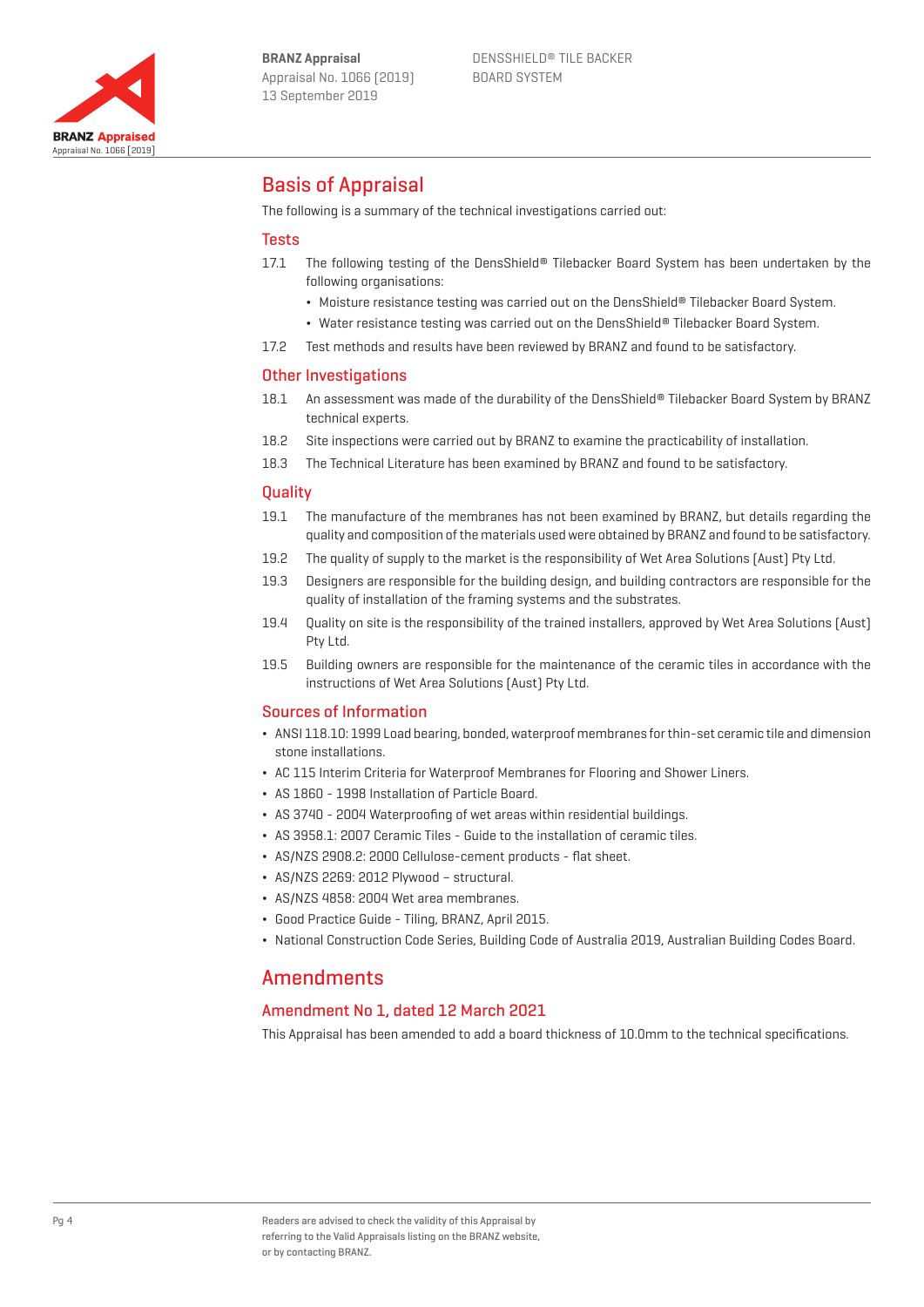# Basis of Appraisal

The following is a summary of the technical investigations carried out:

## Tests

17.1 The following testing of the DensShield® Tilebacker Board System has been undertaken by the following organisations:

- Moisture resistance testing was carried out on the DensShield® Tilebacker Board System.
- Water resistance testing was carried out on the DensShield® Tilebacker Board System.

17.2 Test methods and results have been reviewed by BRANZ and found to be satisfactory.

## Other Investigations

18.1 An assessment was made of the durability of the DensShield® Tilebacker Board System by BRANZ technical experts.

18.2 Site inspections were carried out by BRANZ to examine the practicability of installation.

18.3 The Technical Literature has been examined by BRANZ and found to be satisfactory.

## Quality

19.1 The manufacture of the membranes has not been examined by BRANZ, but details regarding the quality and composition of the materials used were obtained by BRANZ and found to be satisfactory.

19.2 The quality of supply to the market is the responsibility of Wet Area Solutions (Aust) Pty Ltd.

19.3 Designers are responsible for the building design, and building contractors are responsible for the quality of installation of the framing systems and the substrates.

19.4 Quality on site is the responsibility of the trained installers, approved by Wet Area Solutions (Aust) Pty Ltd.

19.5 Building owners are responsible for the maintenance of the ceramic tiles in accordance with the instructions of Wet Area Solutions (Aust) Pty Ltd.

## Sources of Information

- ANSI 118.10: 1999 Load bearing, bonded, waterproof membranes for thin-set ceramic tile and dimension stone installations.
- AC 115 Interim Criteria for Waterproof Membranes for Flooring and Shower Liners.
- AS 1860 - 1998 Installation of Particle Board.
- AS 3740 - 2004 Waterproofing of wet areas within residential buildings.
- AS 3958.1: 2007 Ceramic Tiles - Guide to the installation of ceramic tiles.
- AS/NZS 2908.2: 2000 Cellulose-cement products - flat sheet.
- AS/NZS 2269: 2012 Plywood – structural.
- AS/NZS 4858: 2004 Wet area membranes.
- Good Practice Guide - Tiling, BRANZ, April 2015.
- National Construction Code Series, Building Code of Australia 2019, Australian Building Codes Board.

# Amendments

## Amendment No 1, dated 12 March 2021

This Appraisal has been amended to add a board thickness of 10.0mm to the technical specifications.

Readers are advised to check the validity of this Appraisal by referring to the Valid Appraisals listing on the BRANZ website, or by contacting BRANZ.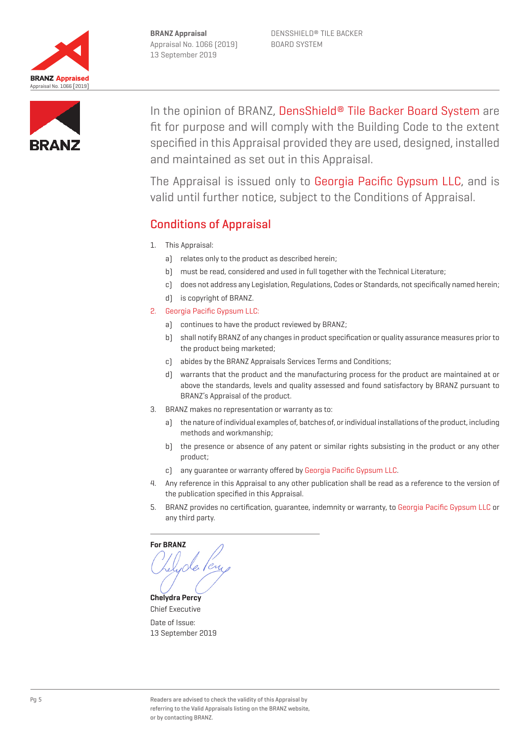In the opinion of BRANZ, DensShield® Tile Backer Board System are fit for purpose and will comply with the Building Code to the extent specified in this Appraisal provided they are used, designed, installed and maintained as set out in this Appraisal.

The Appraisal is issued only to Georgia Pacific Gypsum LLC, and is valid until further notice, subject to the Conditions of Appraisal.

## Conditions of Appraisal

1. This Appraisal:
    a) relates only to the product as described herein;
    b) must be read, considered and used in full together with the Technical Literature;
    c) does not address any Legislation, Regulations, Codes or Standards, not specifically named herein;
    d) is copyright of BRANZ.
2. Georgia Pacific Gypsum LLC:
    a) continues to have the product reviewed by BRANZ;
    b) shall notify BRANZ of any changes in product specification or quality assurance measures prior to the product being marketed;
    c) abides by the BRANZ Appraisals Services Terms and Conditions;
    d) warrants that the product and the manufacturing process for the product are maintained at or above the standards, levels and quality assessed and found satisfactory by BRANZ pursuant to BRANZ's Appraisal of the product.
3. BRANZ makes no representation or warranty as to:
    a) the nature of individual examples of, batches of, or individual installations of the product, including methods and workmanship;
    b) the presence or absence of any patent or similar rights subsisting in the product or any other product;
    c) any guarantee or warranty offered by Georgia Pacific Gypsum LLC.
4. Any reference in this Appraisal to any other publication shall be read as a reference to the version of the publication specified in this Appraisal.
5. BRANZ provides no certification, guarantee, indemnity or warranty, to Georgia Pacific Gypsum LLC or any third party.

**For BRANZ**

**Chelydra Percy**
Chief Executive

Date of Issue:
13 September 2019

Readers are advised to check the validity of this Appraisal by referring to the Valid Appraisals listing on the BRANZ website, or by contacting BRANZ.